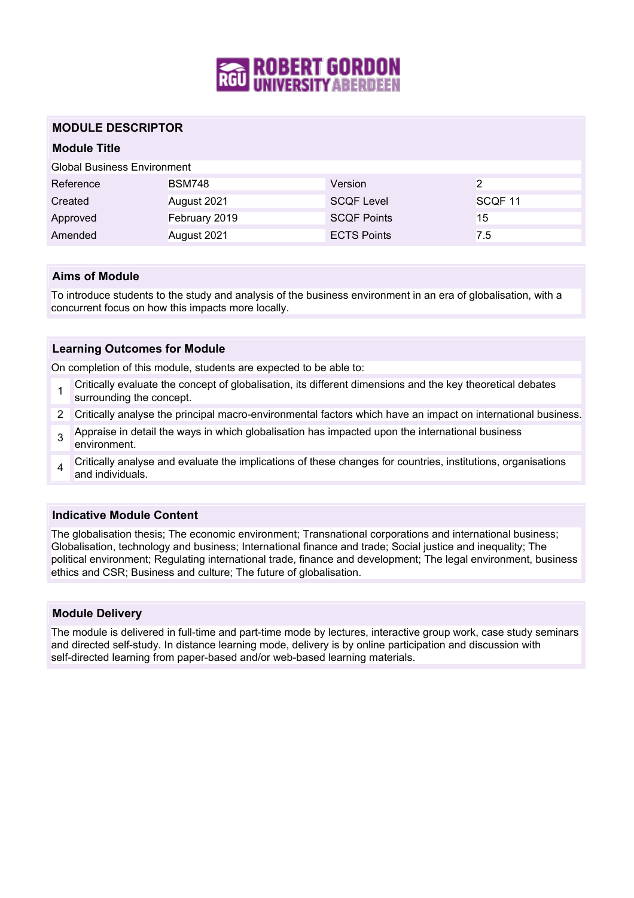# ROBERT GORDON UNIVERSITY ABERDEEN

## MODULE DESCRIPTOR

### Module Title

Global Business Environment

| Reference | BSM748 | Version | 2 |
|---|---|---|---|
| Created | August 2021 | SCQF Level | SCQF 11 |
| Approved | February 2019 | SCQF Points | 15 |
| Amended | August 2021 | ECTS Points | 7.5 |

### Aims of Module

To introduce students to the study and analysis of the business environment in an era of globalisation, with a concurrent focus on how this impacts more locally.

### Learning Outcomes for Module

On completion of this module, students are expected to be able to:

1. Critically evaluate the concept of globalisation, its different dimensions and the key theoretical debates surrounding the concept.
2. Critically analyse the principal macro-environmental factors which have an impact on international business.
3. Appraise in detail the ways in which globalisation has impacted upon the international business environment.
4. Critically analyse and evaluate the implications of these changes for countries, institutions, organisations and individuals.

### Indicative Module Content

The globalisation thesis; The economic environment; Transnational corporations and international business; Globalisation, technology and business; International finance and trade; Social justice and inequality; The political environment; Regulating international trade, finance and development; The legal environment, business ethics and CSR; Business and culture; The future of globalisation.

### Module Delivery

The module is delivered in full-time and part-time mode by lectures, interactive group work, case study seminars and directed self-study. In distance learning mode, delivery is by online participation and discussion with self-directed learning from paper-based and/or web-based learning materials.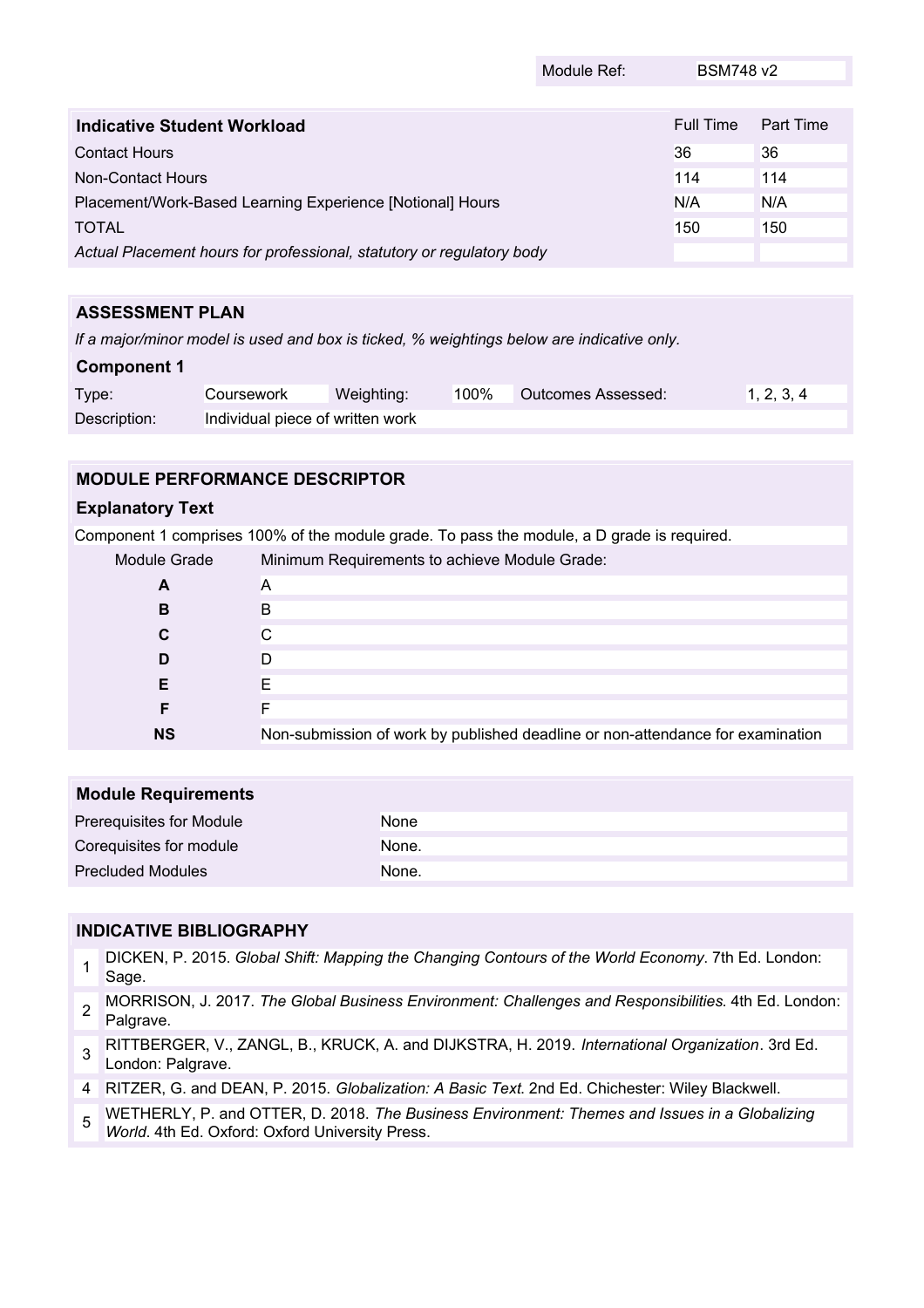| | |
|---|---|
| Module Ref: | BSM748 v2 |

| Indicative Student Workload | Full Time | Part Time |
|---|---|---|
| Contact Hours | 36 | 36 |
| Non-Contact Hours | 114 | 114 |
| Placement/Work-Based Learning Experience [Notional] Hours | N/A | N/A |
| TOTAL | 150 | 150 |
| *Actual Placement hours for professional, statutory or regulatory body* | | |

## ASSESSMENT PLAN

*If a major/minor model is used and box is ticked, % weightings below are indicative only.*

### Component 1

| | | | | | |
|---|---|---|---|---|---|
| Type: | Coursework | Weighting: | 100% | Outcomes Assessed: | 1, 2, 3, 4 |
| Description: | Individual piece of written work | | | | |

## MODULE PERFORMANCE DESCRIPTOR

### Explanatory Text

Component 1 comprises 100% of the module grade. To pass the module, a D grade is required.

| Module Grade | Minimum Requirements to achieve Module Grade: |
|---|---|
| **A** | A |
| **B** | B |
| **C** | C |
| **D** | D |
| **E** | E |
| **F** | F |
| **NS** | Non-submission of work by published deadline or non-attendance for examination |

## Module Requirements

| | |
|---|---|
| Prerequisites for Module | None |
| Corequisites for module | None. |
| Precluded Modules | None. |

## INDICATIVE BIBLIOGRAPHY

1. DICKEN, P. 2015. *Global Shift: Mapping the Changing Contours of the World Economy*. 7th Ed. London: Sage.
2. MORRISON, J. 2017. *The Global Business Environment: Challenges and Responsibilities*. 4th Ed. London: Palgrave.
3. RITTBERGER, V., ZANGL, B., KRUCK, A. and DIJKSTRA, H. 2019. *International Organization*. 3rd Ed. London: Palgrave.
4. RITZER, G. and DEAN, P. 2015. *Globalization: A Basic Text*. 2nd Ed. Chichester: Wiley Blackwell.
5. WETHERLY, P. and OTTER, D. 2018. *The Business Environment: Themes and Issues in a Globalizing World*. 4th Ed. Oxford: Oxford University Press.